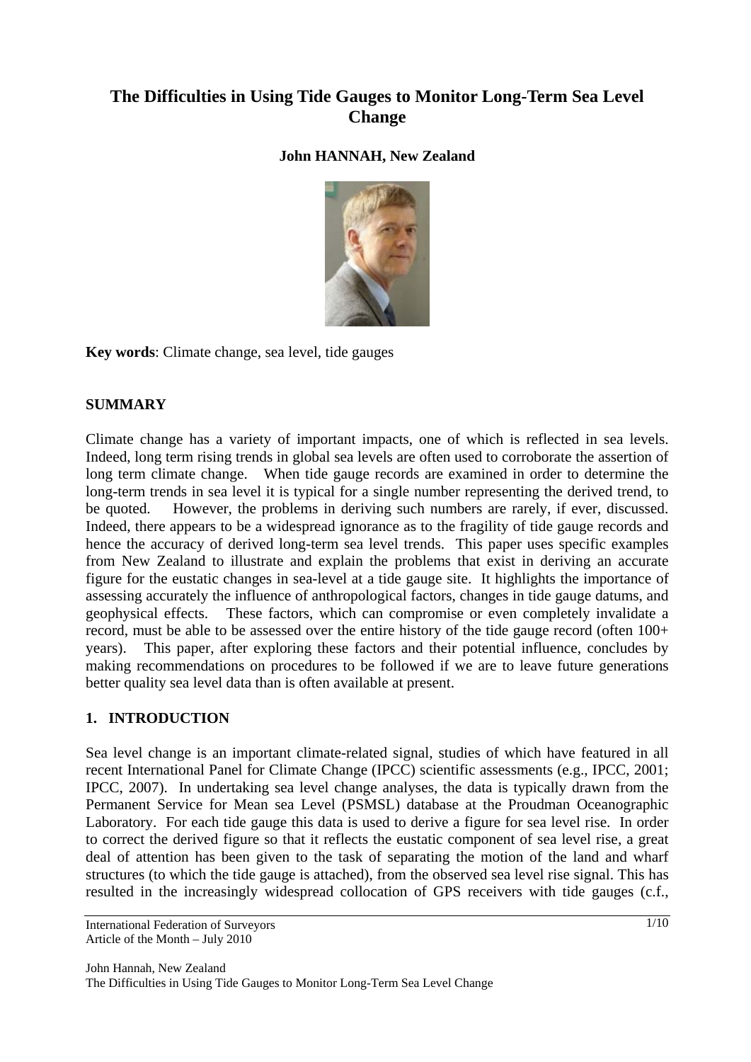# The Difficulties in Using Tide Gauges to Monitor Long-Term Sea Level Change

**John HANNAH, New Zealand**

**Key words**: Climate change, sea level, tide gauges

## SUMMARY

Climate change has a variety of important impacts, one of which is reflected in sea levels. Indeed, long term rising trends in global sea levels are often used to corroborate the assertion of long term climate change. When tide gauge records are examined in order to determine the long-term trends in sea level it is typical for a single number representing the derived trend, to be quoted. However, the problems in deriving such numbers are rarely, if ever, discussed. Indeed, there appears to be a widespread ignorance as to the fragility of tide gauge records and hence the accuracy of derived long-term sea level trends. This paper uses specific examples from New Zealand to illustrate and explain the problems that exist in deriving an accurate figure for the eustatic changes in sea-level at a tide gauge site. It highlights the importance of assessing accurately the influence of anthropological factors, changes in tide gauge datums, and geophysical effects. These factors, which can compromise or even completely invalidate a record, must be able to be assessed over the entire history of the tide gauge record (often 100+ years). This paper, after exploring these factors and their potential influence, concludes by making recommendations on procedures to be followed if we are to leave future generations better quality sea level data than is often available at present.

## 1. INTRODUCTION

Sea level change is an important climate-related signal, studies of which have featured in all recent International Panel for Climate Change (IPCC) scientific assessments (e.g., IPCC, 2001; IPCC, 2007). In undertaking sea level change analyses, the data is typically drawn from the Permanent Service for Mean sea Level (PSMSL) database at the Proudman Oceanographic Laboratory. For each tide gauge this data is used to derive a figure for sea level rise. In order to correct the derived figure so that it reflects the eustatic component of sea level rise, a great deal of attention has been given to the task of separating the motion of the land and wharf structures (to which the tide gauge is attached), from the observed sea level rise signal. This has resulted in the increasingly widespread collocation of GPS receivers with tide gauges (c.f.,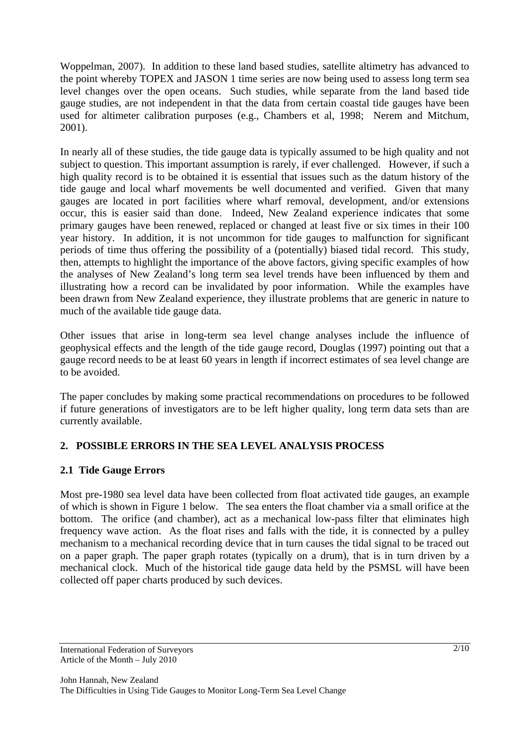Woppelman, 2007). In addition to these land based studies, satellite altimetry has advanced to the point whereby TOPEX and JASON 1 time series are now being used to assess long term sea level changes over the open oceans. Such studies, while separate from the land based tide gauge studies, are not independent in that the data from certain coastal tide gauges have been used for altimeter calibration purposes (e.g., Chambers et al, 1998; Nerem and Mitchum, 2001).

In nearly all of these studies, the tide gauge data is typically assumed to be high quality and not subject to question. This important assumption is rarely, if ever challenged. However, if such a high quality record is to be obtained it is essential that issues such as the datum history of the tide gauge and local wharf movements be well documented and verified. Given that many gauges are located in port facilities where wharf removal, development, and/or extensions occur, this is easier said than done. Indeed, New Zealand experience indicates that some primary gauges have been renewed, replaced or changed at least five or six times in their 100 year history. In addition, it is not uncommon for tide gauges to malfunction for significant periods of time thus offering the possibility of a (potentially) biased tidal record. This study, then, attempts to highlight the importance of the above factors, giving specific examples of how the analyses of New Zealand's long term sea level trends have been influenced by them and illustrating how a record can be invalidated by poor information. While the examples have been drawn from New Zealand experience, they illustrate problems that are generic in nature to much of the available tide gauge data.

Other issues that arise in long-term sea level change analyses include the influence of geophysical effects and the length of the tide gauge record, Douglas (1997) pointing out that a gauge record needs to be at least 60 years in length if incorrect estimates of sea level change are to be avoided.

The paper concludes by making some practical recommendations on procedures to be followed if future generations of investigators are to be left higher quality, long term data sets than are currently available.

## 2. POSSIBLE ERRORS IN THE SEA LEVEL ANALYSIS PROCESS

### 2.1 Tide Gauge Errors

Most pre-1980 sea level data have been collected from float activated tide gauges, an example of which is shown in Figure 1 below. The sea enters the float chamber via a small orifice at the bottom. The orifice (and chamber), act as a mechanical low-pass filter that eliminates high frequency wave action. As the float rises and falls with the tide, it is connected by a pulley mechanism to a mechanical recording device that in turn causes the tidal signal to be traced out on a paper graph. The paper graph rotates (typically on a drum), that is in turn driven by a mechanical clock. Much of the historical tide gauge data held by the PSMSL will have been collected off paper charts produced by such devices.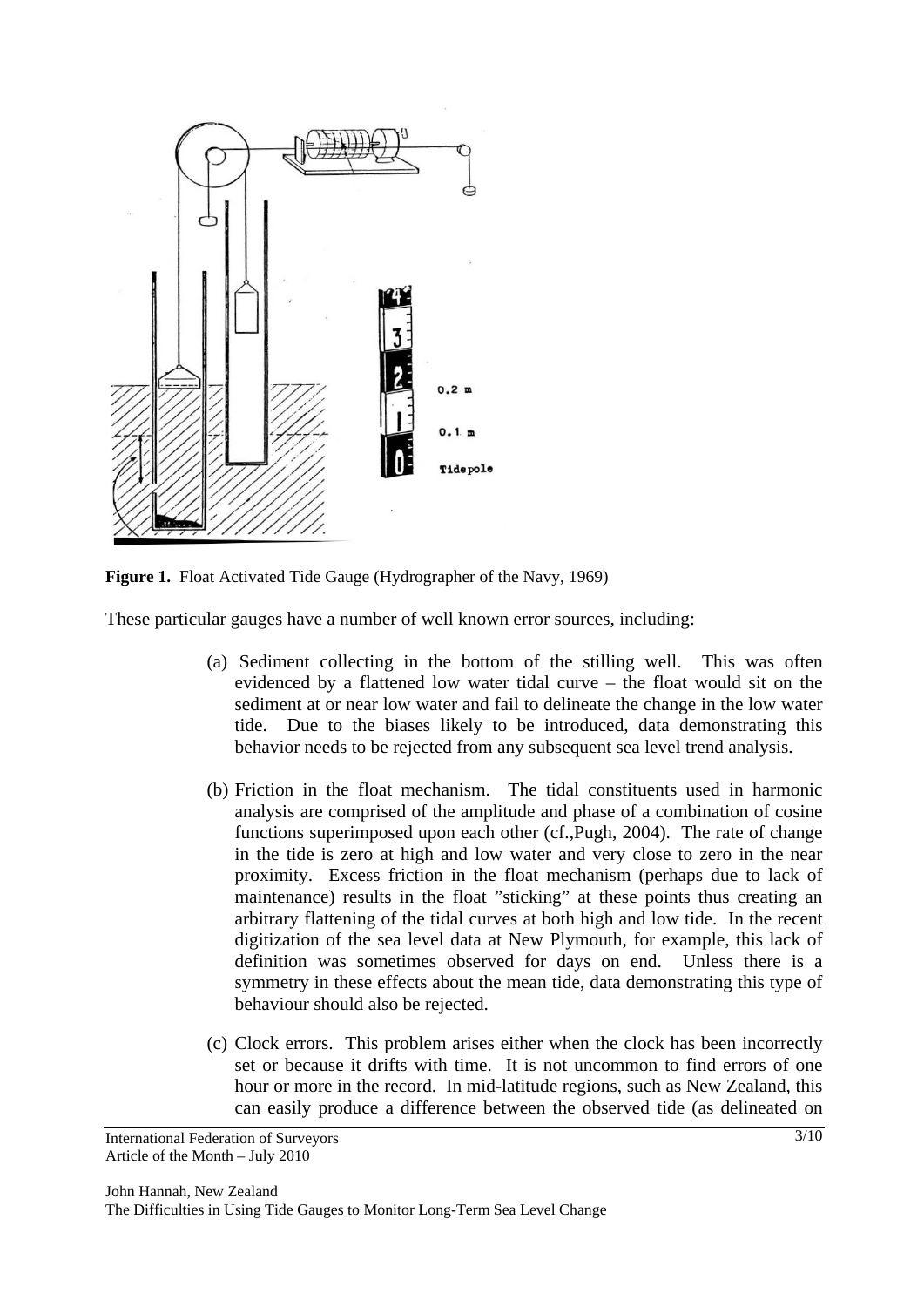**Figure 1.** Float Activated Tide Gauge (Hydrographer of the Navy, 1969)

These particular gauges have a number of well known error sources, including:

(a) Sediment collecting in the bottom of the stilling well. This was often evidenced by a flattened low water tidal curve – the float would sit on the sediment at or near low water and fail to delineate the change in the low water tide. Due to the biases likely to be introduced, data demonstrating this behavior needs to be rejected from any subsequent sea level trend analysis.

(b) Friction in the float mechanism. The tidal constituents used in harmonic analysis are comprised of the amplitude and phase of a combination of cosine functions superimposed upon each other (cf.,Pugh, 2004). The rate of change in the tide is zero at high and low water and very close to zero in the near proximity. Excess friction in the float mechanism (perhaps due to lack of maintenance) results in the float "sticking" at these points thus creating an arbitrary flattening of the tidal curves at both high and low tide. In the recent digitization of the sea level data at New Plymouth, for example, this lack of definition was sometimes observed for days on end. Unless there is a symmetry in these effects about the mean tide, data demonstrating this type of behaviour should also be rejected.

(c) Clock errors. This problem arises either when the clock has been incorrectly set or because it drifts with time. It is not uncommon to find errors of one hour or more in the record. In mid-latitude regions, such as New Zealand, this can easily produce a difference between the observed tide (as delineated on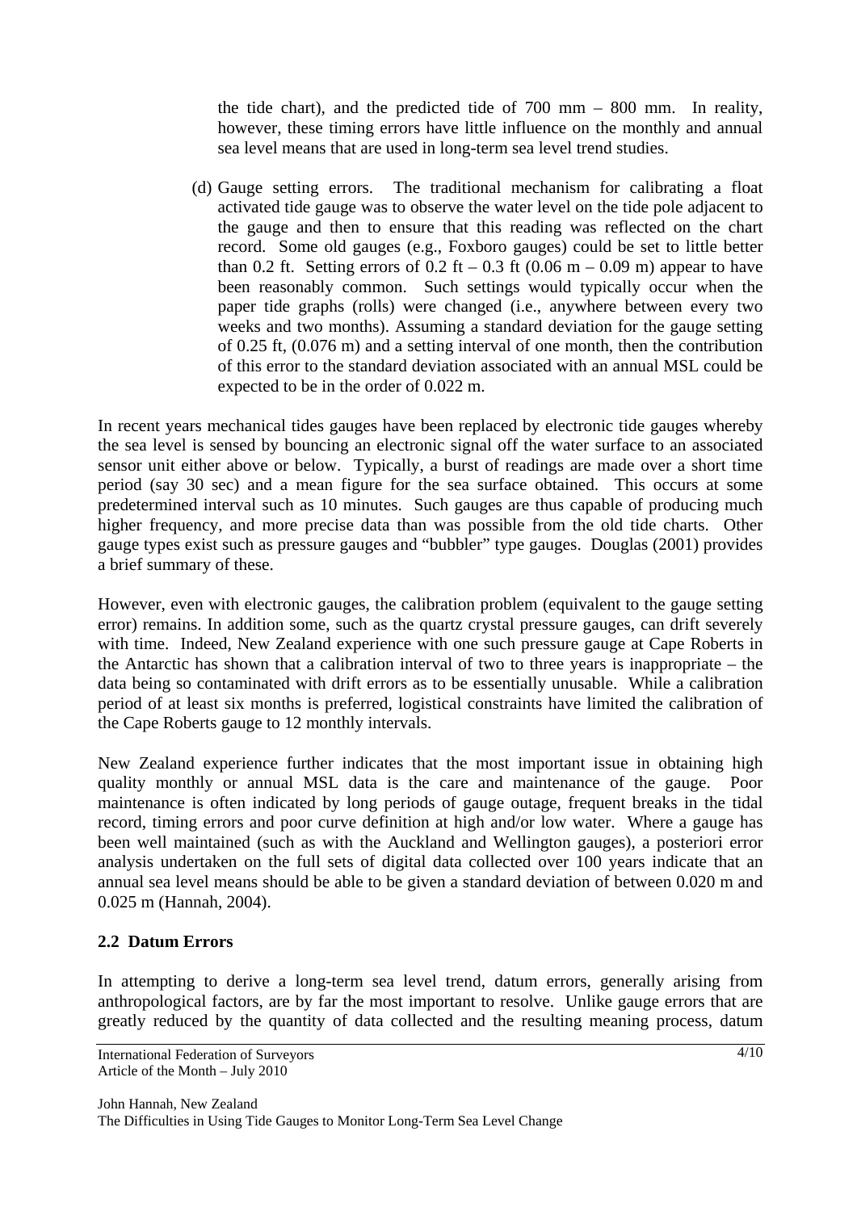the tide chart), and the predicted tide of 700 mm – 800 mm. In reality, however, these timing errors have little influence on the monthly and annual sea level means that are used in long-term sea level trend studies.

(d) Gauge setting errors. The traditional mechanism for calibrating a float activated tide gauge was to observe the water level on the tide pole adjacent to the gauge and then to ensure that this reading was reflected on the chart record. Some old gauges (e.g., Foxboro gauges) could be set to little better than 0.2 ft. Setting errors of 0.2 ft – 0.3 ft (0.06 m – 0.09 m) appear to have been reasonably common. Such settings would typically occur when the paper tide graphs (rolls) were changed (i.e., anywhere between every two weeks and two months). Assuming a standard deviation for the gauge setting of 0.25 ft, (0.076 m) and a setting interval of one month, then the contribution of this error to the standard deviation associated with an annual MSL could be expected to be in the order of 0.022 m.

In recent years mechanical tides gauges have been replaced by electronic tide gauges whereby the sea level is sensed by bouncing an electronic signal off the water surface to an associated sensor unit either above or below. Typically, a burst of readings are made over a short time period (say 30 sec) and a mean figure for the sea surface obtained. This occurs at some predetermined interval such as 10 minutes. Such gauges are thus capable of producing much higher frequency, and more precise data than was possible from the old tide charts. Other gauge types exist such as pressure gauges and "bubbler" type gauges. Douglas (2001) provides a brief summary of these.

However, even with electronic gauges, the calibration problem (equivalent to the gauge setting error) remains. In addition some, such as the quartz crystal pressure gauges, can drift severely with time. Indeed, New Zealand experience with one such pressure gauge at Cape Roberts in the Antarctic has shown that a calibration interval of two to three years is inappropriate – the data being so contaminated with drift errors as to be essentially unusable. While a calibration period of at least six months is preferred, logistical constraints have limited the calibration of the Cape Roberts gauge to 12 monthly intervals.

New Zealand experience further indicates that the most important issue in obtaining high quality monthly or annual MSL data is the care and maintenance of the gauge. Poor maintenance is often indicated by long periods of gauge outage, frequent breaks in the tidal record, timing errors and poor curve definition at high and/or low water. Where a gauge has been well maintained (such as with the Auckland and Wellington gauges), a posteriori error analysis undertaken on the full sets of digital data collected over 100 years indicate that an annual sea level means should be able to be given a standard deviation of between 0.020 m and 0.025 m (Hannah, 2004).

### 2.2 Datum Errors

In attempting to derive a long-term sea level trend, datum errors, generally arising from anthropological factors, are by far the most important to resolve. Unlike gauge errors that are greatly reduced by the quantity of data collected and the resulting meaning process, datum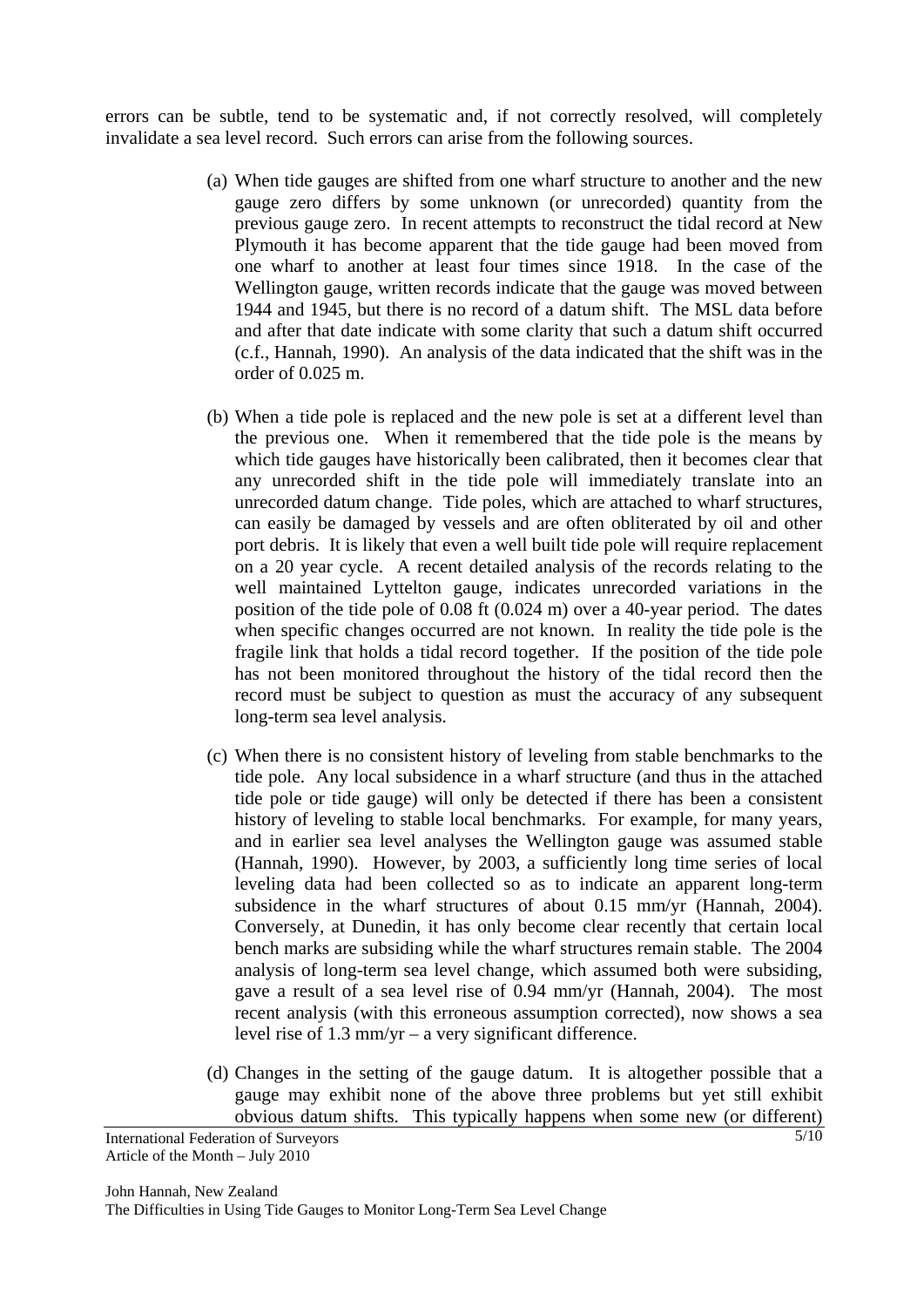errors can be subtle, tend to be systematic and, if not correctly resolved, will completely invalidate a sea level record. Such errors can arise from the following sources.

(a) When tide gauges are shifted from one wharf structure to another and the new gauge zero differs by some unknown (or unrecorded) quantity from the previous gauge zero. In recent attempts to reconstruct the tidal record at New Plymouth it has become apparent that the tide gauge had been moved from one wharf to another at least four times since 1918. In the case of the Wellington gauge, written records indicate that the gauge was moved between 1944 and 1945, but there is no record of a datum shift. The MSL data before and after that date indicate with some clarity that such a datum shift occurred (c.f., Hannah, 1990). An analysis of the data indicated that the shift was in the order of 0.025 m.

(b) When a tide pole is replaced and the new pole is set at a different level than the previous one. When it remembered that the tide pole is the means by which tide gauges have historically been calibrated, then it becomes clear that any unrecorded shift in the tide pole will immediately translate into an unrecorded datum change. Tide poles, which are attached to wharf structures, can easily be damaged by vessels and are often obliterated by oil and other port debris. It is likely that even a well built tide pole will require replacement on a 20 year cycle. A recent detailed analysis of the records relating to the well maintained Lyttelton gauge, indicates unrecorded variations in the position of the tide pole of 0.08 ft (0.024 m) over a 40-year period. The dates when specific changes occurred are not known. In reality the tide pole is the fragile link that holds a tidal record together. If the position of the tide pole has not been monitored throughout the history of the tidal record then the record must be subject to question as must the accuracy of any subsequent long-term sea level analysis.

(c) When there is no consistent history of leveling from stable benchmarks to the tide pole. Any local subsidence in a wharf structure (and thus in the attached tide pole or tide gauge) will only be detected if there has been a consistent history of leveling to stable local benchmarks. For example, for many years, and in earlier sea level analyses the Wellington gauge was assumed stable (Hannah, 1990). However, by 2003, a sufficiently long time series of local leveling data had been collected so as to indicate an apparent long-term subsidence in the wharf structures of about 0.15 mm/yr (Hannah, 2004). Conversely, at Dunedin, it has only become clear recently that certain local bench marks are subsiding while the wharf structures remain stable. The 2004 analysis of long-term sea level change, which assumed both were subsiding, gave a result of a sea level rise of 0.94 mm/yr (Hannah, 2004). The most recent analysis (with this erroneous assumption corrected), now shows a sea level rise of 1.3 mm/yr – a very significant difference.

(d) Changes in the setting of the gauge datum. It is altogether possible that a gauge may exhibit none of the above three problems but yet still exhibit obvious datum shifts. This typically happens when some new (or different)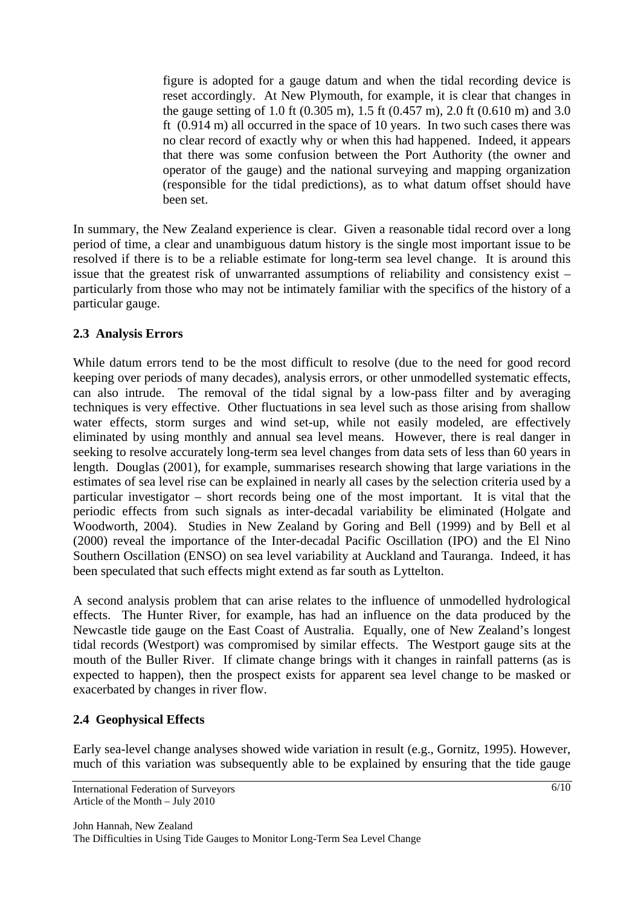figure is adopted for a gauge datum and when the tidal recording device is reset accordingly. At New Plymouth, for example, it is clear that changes in the gauge setting of 1.0 ft (0.305 m), 1.5 ft (0.457 m), 2.0 ft (0.610 m) and 3.0 ft (0.914 m) all occurred in the space of 10 years. In two such cases there was no clear record of exactly why or when this had happened. Indeed, it appears that there was some confusion between the Port Authority (the owner and operator of the gauge) and the national surveying and mapping organization (responsible for the tidal predictions), as to what datum offset should have been set.

In summary, the New Zealand experience is clear. Given a reasonable tidal record over a long period of time, a clear and unambiguous datum history is the single most important issue to be resolved if there is to be a reliable estimate for long-term sea level change. It is around this issue that the greatest risk of unwarranted assumptions of reliability and consistency exist – particularly from those who may not be intimately familiar with the specifics of the history of a particular gauge.

### 2.3 Analysis Errors

While datum errors tend to be the most difficult to resolve (due to the need for good record keeping over periods of many decades), analysis errors, or other unmodelled systematic effects, can also intrude. The removal of the tidal signal by a low-pass filter and by averaging techniques is very effective. Other fluctuations in sea level such as those arising from shallow water effects, storm surges and wind set-up, while not easily modeled, are effectively eliminated by using monthly and annual sea level means. However, there is real danger in seeking to resolve accurately long-term sea level changes from data sets of less than 60 years in length. Douglas (2001), for example, summarises research showing that large variations in the estimates of sea level rise can be explained in nearly all cases by the selection criteria used by a particular investigator – short records being one of the most important. It is vital that the periodic effects from such signals as inter-decadal variability be eliminated (Holgate and Woodworth, 2004). Studies in New Zealand by Goring and Bell (1999) and by Bell et al (2000) reveal the importance of the Inter-decadal Pacific Oscillation (IPO) and the El Nino Southern Oscillation (ENSO) on sea level variability at Auckland and Tauranga. Indeed, it has been speculated that such effects might extend as far south as Lyttelton.

A second analysis problem that can arise relates to the influence of unmodelled hydrological effects. The Hunter River, for example, has had an influence on the data produced by the Newcastle tide gauge on the East Coast of Australia. Equally, one of New Zealand's longest tidal records (Westport) was compromised by similar effects. The Westport gauge sits at the mouth of the Buller River. If climate change brings with it changes in rainfall patterns (as is expected to happen), then the prospect exists for apparent sea level change to be masked or exacerbated by changes in river flow.

### 2.4 Geophysical Effects

Early sea-level change analyses showed wide variation in result (e.g., Gornitz, 1995). However, much of this variation was subsequently able to be explained by ensuring that the tide gauge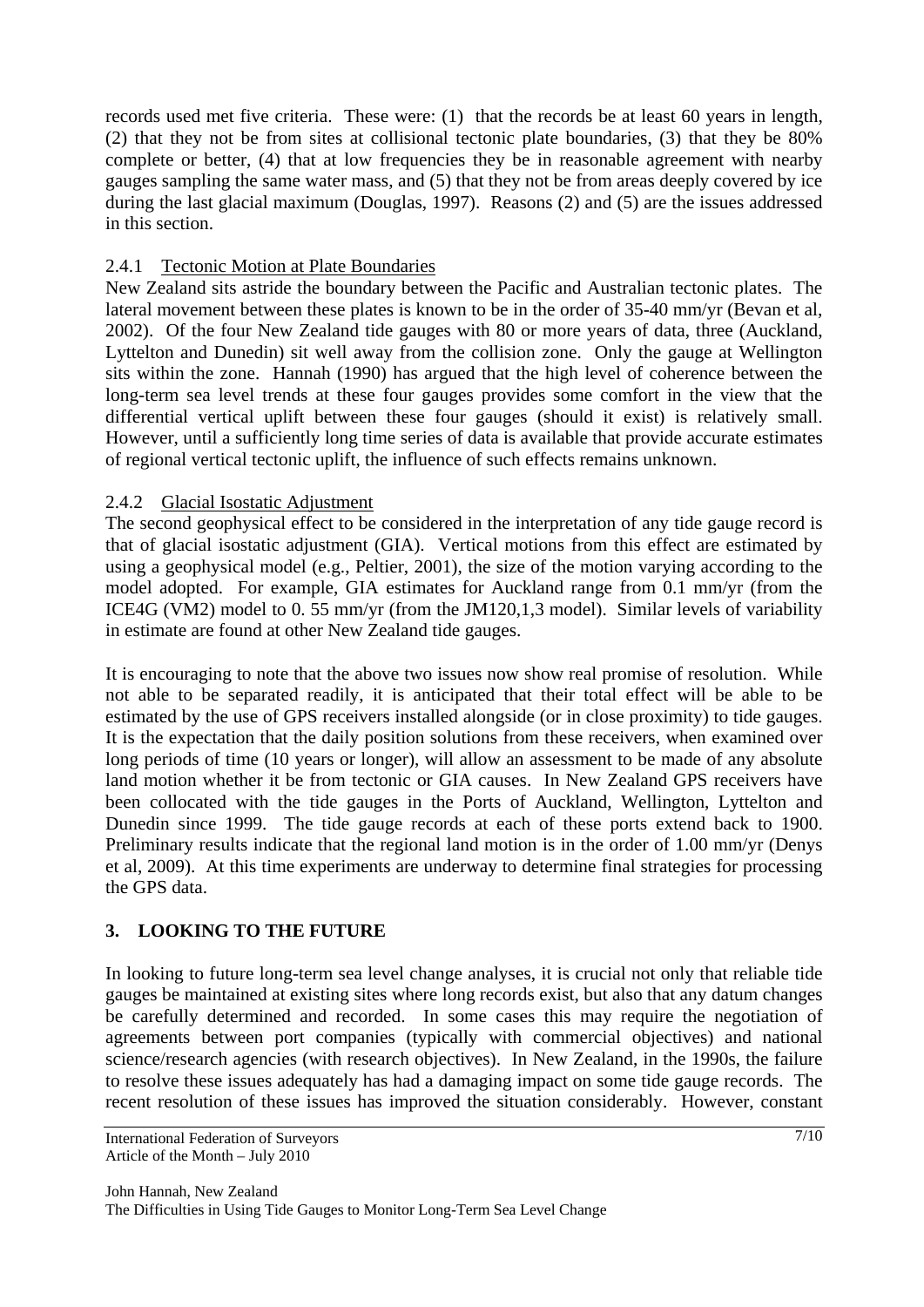records used met five criteria. These were: (1) that the records be at least 60 years in length, (2) that they not be from sites at collisional tectonic plate boundaries, (3) that they be 80% complete or better, (4) that at low frequencies they be in reasonable agreement with nearby gauges sampling the same water mass, and (5) that they not be from areas deeply covered by ice during the last glacial maximum (Douglas, 1997). Reasons (2) and (5) are the issues addressed in this section.

### 2.4.1 Tectonic Motion at Plate Boundaries

New Zealand sits astride the boundary between the Pacific and Australian tectonic plates. The lateral movement between these plates is known to be in the order of 35-40 mm/yr (Bevan et al, 2002). Of the four New Zealand tide gauges with 80 or more years of data, three (Auckland, Lyttelton and Dunedin) sit well away from the collision zone. Only the gauge at Wellington sits within the zone. Hannah (1990) has argued that the high level of coherence between the long-term sea level trends at these four gauges provides some comfort in the view that the differential vertical uplift between these four gauges (should it exist) is relatively small. However, until a sufficiently long time series of data is available that provide accurate estimates of regional vertical tectonic uplift, the influence of such effects remains unknown.

### 2.4.2 Glacial Isostatic Adjustment

The second geophysical effect to be considered in the interpretation of any tide gauge record is that of glacial isostatic adjustment (GIA). Vertical motions from this effect are estimated by using a geophysical model (e.g., Peltier, 2001), the size of the motion varying according to the model adopted. For example, GIA estimates for Auckland range from 0.1 mm/yr (from the ICE4G (VM2) model to 0. 55 mm/yr (from the JM120,1,3 model). Similar levels of variability in estimate are found at other New Zealand tide gauges.

It is encouraging to note that the above two issues now show real promise of resolution. While not able to be separated readily, it is anticipated that their total effect will be able to be estimated by the use of GPS receivers installed alongside (or in close proximity) to tide gauges. It is the expectation that the daily position solutions from these receivers, when examined over long periods of time (10 years or longer), will allow an assessment to be made of any absolute land motion whether it be from tectonic or GIA causes. In New Zealand GPS receivers have been collocated with the tide gauges in the Ports of Auckland, Wellington, Lyttelton and Dunedin since 1999. The tide gauge records at each of these ports extend back to 1900. Preliminary results indicate that the regional land motion is in the order of 1.00 mm/yr (Denys et al, 2009). At this time experiments are underway to determine final strategies for processing the GPS data.

## 3. LOOKING TO THE FUTURE

In looking to future long-term sea level change analyses, it is crucial not only that reliable tide gauges be maintained at existing sites where long records exist, but also that any datum changes be carefully determined and recorded. In some cases this may require the negotiation of agreements between port companies (typically with commercial objectives) and national science/research agencies (with research objectives). In New Zealand, in the 1990s, the failure to resolve these issues adequately has had a damaging impact on some tide gauge records. The recent resolution of these issues has improved the situation considerably. However, constant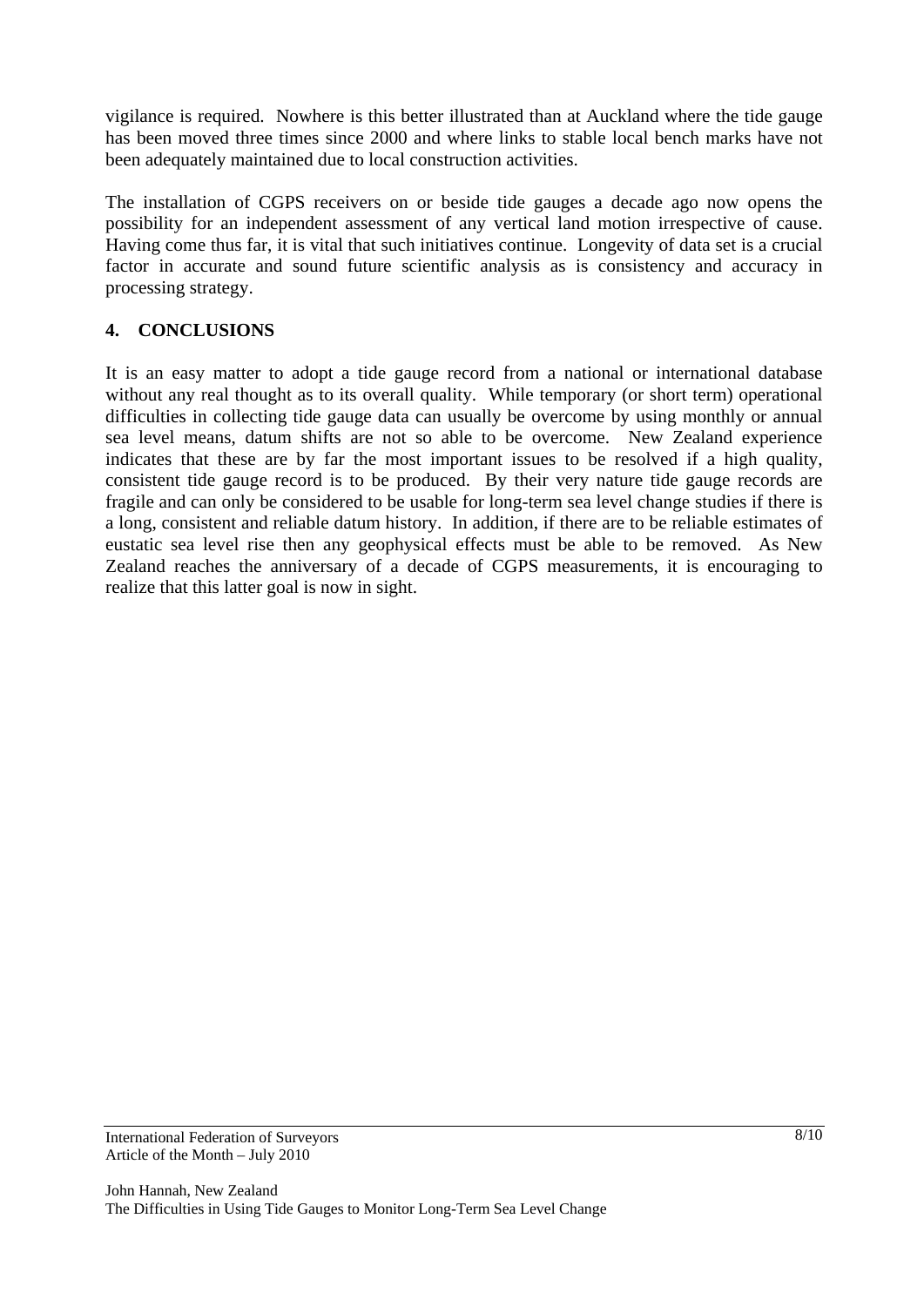vigilance is required. Nowhere is this better illustrated than at Auckland where the tide gauge has been moved three times since 2000 and where links to stable local bench marks have not been adequately maintained due to local construction activities.

The installation of CGPS receivers on or beside tide gauges a decade ago now opens the possibility for an independent assessment of any vertical land motion irrespective of cause. Having come thus far, it is vital that such initiatives continue. Longevity of data set is a crucial factor in accurate and sound future scientific analysis as is consistency and accuracy in processing strategy.

## 4. CONCLUSIONS

It is an easy matter to adopt a tide gauge record from a national or international database without any real thought as to its overall quality. While temporary (or short term) operational difficulties in collecting tide gauge data can usually be overcome by using monthly or annual sea level means, datum shifts are not so able to be overcome. New Zealand experience indicates that these are by far the most important issues to be resolved if a high quality, consistent tide gauge record is to be produced. By their very nature tide gauge records are fragile and can only be considered to be usable for long-term sea level change studies if there is a long, consistent and reliable datum history. In addition, if there are to be reliable estimates of eustatic sea level rise then any geophysical effects must be able to be removed. As New Zealand reaches the anniversary of a decade of CGPS measurements, it is encouraging to realize that this latter goal is now in sight.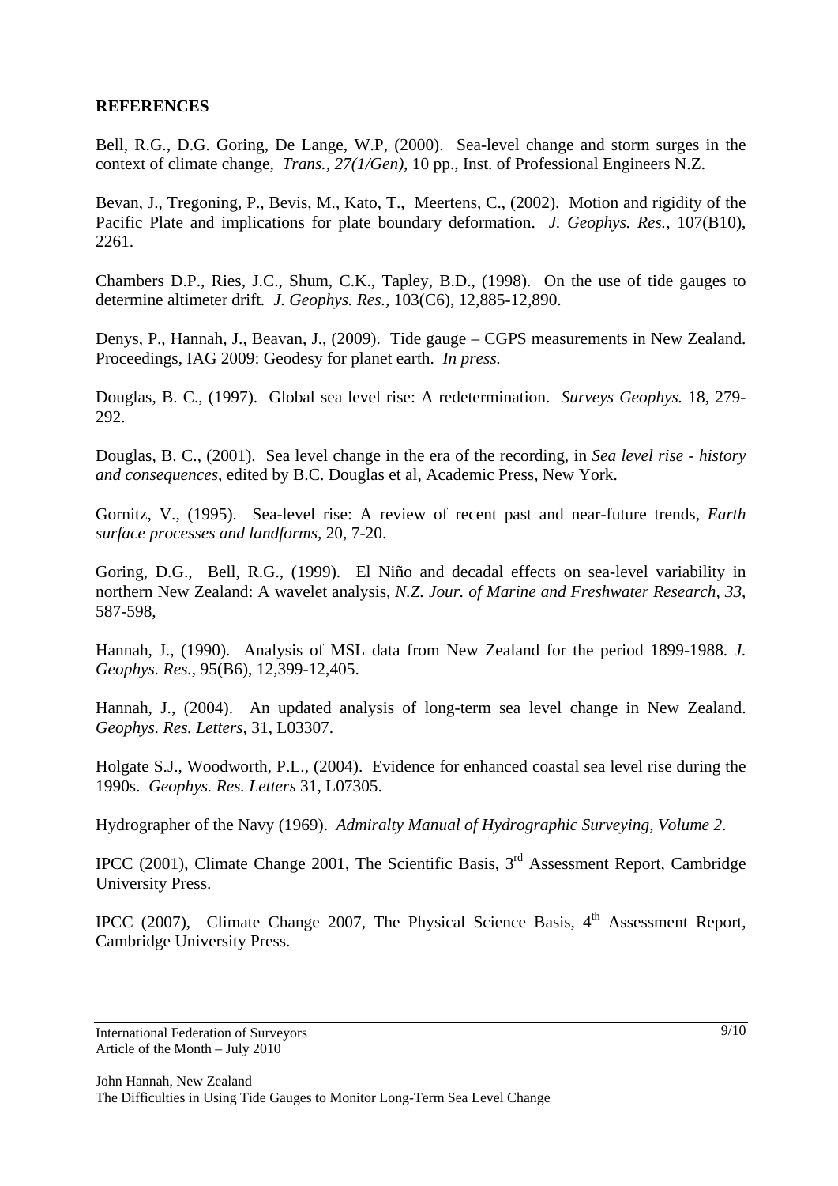**REFERENCES**

Bell, R.G., D.G. Goring, De Lange, W.P, (2000). Sea-level change and storm surges in the context of climate change, *Trans., 27(1/Gen)*, 10 pp., Inst. of Professional Engineers N.Z.

Bevan, J., Tregoning, P., Bevis, M., Kato, T., Meertens, C., (2002). Motion and rigidity of the Pacific Plate and implications for plate boundary deformation. *J. Geophys. Res.*, 107(B10), 2261.

Chambers D.P., Ries, J.C., Shum, C.K., Tapley, B.D., (1998). On the use of tide gauges to determine altimeter drift. *J. Geophys. Res.*, 103(C6), 12,885-12,890.

Denys, P., Hannah, J., Beavan, J., (2009). Tide gauge – CGPS measurements in New Zealand. Proceedings, IAG 2009: Geodesy for planet earth. *In press.*

Douglas, B. C., (1997). Global sea level rise: A redetermination. *Surveys Geophys.* 18, 279-292.

Douglas, B. C., (2001). Sea level change in the era of the recording, in *Sea level rise - history and consequences*, edited by B.C. Douglas et al, Academic Press, New York.

Gornitz, V., (1995). Sea-level rise: A review of recent past and near-future trends, *Earth surface processes and landforms*, 20, 7-20.

Goring, D.G., Bell, R.G., (1999). El Niño and decadal effects on sea-level variability in northern New Zealand: A wavelet analysis, *N.Z. Jour. of Marine and Freshwater Research, 33*, 587-598,

Hannah, J., (1990). Analysis of MSL data from New Zealand for the period 1899-1988. *J. Geophys. Res.*, 95(B6), 12,399-12,405.

Hannah, J., (2004). An updated analysis of long-term sea level change in New Zealand. *Geophys. Res. Letters*, 31, L03307.

Holgate S.J., Woodworth, P.L., (2004). Evidence for enhanced coastal sea level rise during the 1990s. *Geophys. Res. Letters* 31, L07305.

Hydrographer of the Navy (1969). *Admiralty Manual of Hydrographic Surveying, Volume 2.*

IPCC (2001), Climate Change 2001, The Scientific Basis, 3rd Assessment Report, Cambridge University Press.

IPCC (2007), Climate Change 2007, The Physical Science Basis, 4th Assessment Report, Cambridge University Press.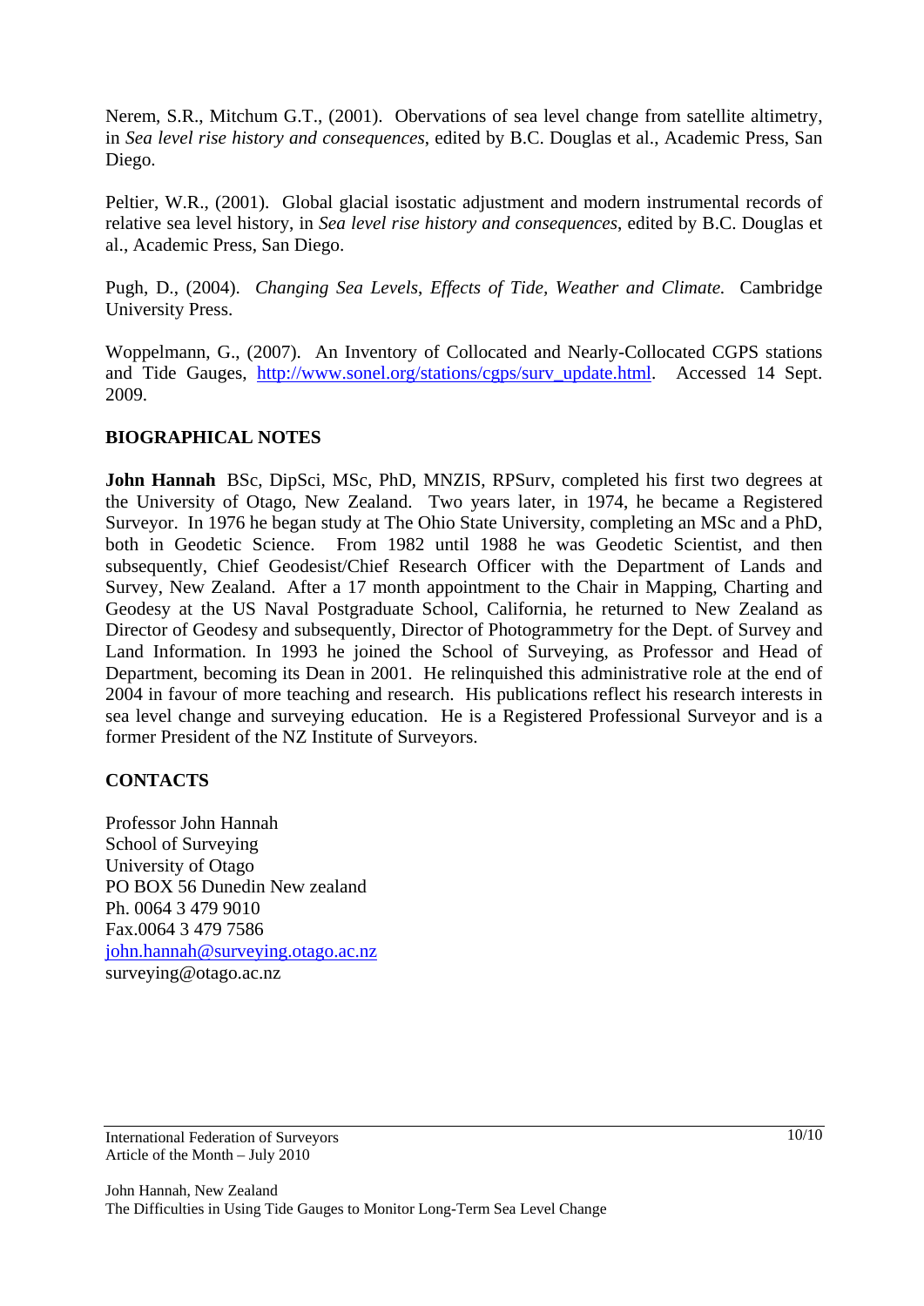Nerem, S.R., Mitchum G.T., (2001). Obervations of sea level change from satellite altimetry, in *Sea level rise history and consequences*, edited by B.C. Douglas et al., Academic Press, San Diego.

Peltier, W.R., (2001). Global glacial isostatic adjustment and modern instrumental records of relative sea level history, in *Sea level rise history and consequences*, edited by B.C. Douglas et al., Academic Press, San Diego.

Pugh, D., (2004). *Changing Sea Levels, Effects of Tide, Weather and Climate.* Cambridge University Press.

Woppelmann, G., (2007). An Inventory of Collocated and Nearly-Collocated CGPS stations and Tide Gauges, http://www.sonel.org/stations/cgps/surv_update.html. Accessed 14 Sept. 2009.

## BIOGRAPHICAL NOTES

**John Hannah** BSc, DipSci, MSc, PhD, MNZIS, RPSurv, completed his first two degrees at the University of Otago, New Zealand. Two years later, in 1974, he became a Registered Surveyor. In 1976 he began study at The Ohio State University, completing an MSc and a PhD, both in Geodetic Science. From 1982 until 1988 he was Geodetic Scientist, and then subsequently, Chief Geodesist/Chief Research Officer with the Department of Lands and Survey, New Zealand. After a 17 month appointment to the Chair in Mapping, Charting and Geodesy at the US Naval Postgraduate School, California, he returned to New Zealand as Director of Geodesy and subsequently, Director of Photogrammetry for the Dept. of Survey and Land Information. In 1993 he joined the School of Surveying, as Professor and Head of Department, becoming its Dean in 2001. He relinquished this administrative role at the end of 2004 in favour of more teaching and research. His publications reflect his research interests in sea level change and surveying education. He is a Registered Professional Surveyor and is a former President of the NZ Institute of Surveyors.

## CONTACTS

Professor John Hannah
School of Surveying
University of Otago
PO BOX 56 Dunedin New zealand
Ph. 0064 3 479 9010
Fax.0064 3 479 7586
john.hannah@surveying.otago.ac.nz
surveying@otago.ac.nz